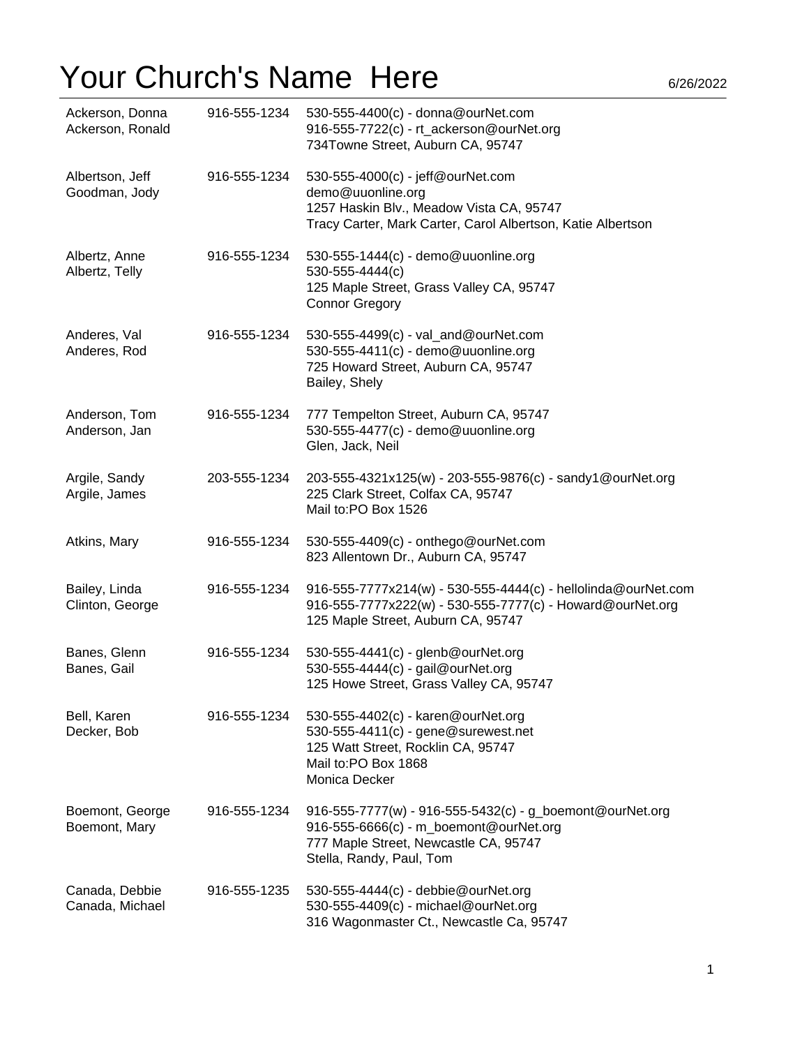# Your Church's Name Here

6/26/2022

| Name | Phone | Details |
|---|---|---|
| Ackerson, Donna<br>Ackerson, Ronald | 916-555-1234 | 530-555-4400(c) - donna@ourNet.com<br>916-555-7722(c) - rt_ackerson@ourNet.org<br>734Towne Street, Auburn CA, 95747 |
| Albertson, Jeff<br>Goodman, Jody | 916-555-1234 | 530-555-4000(c) - jeff@ourNet.com<br>demo@uuonline.org<br>1257 Haskin Blv., Meadow Vista CA, 95747<br>Tracy Carter, Mark Carter, Carol Albertson, Katie Albertson |
| Albertz, Anne<br>Albertz, Telly | 916-555-1234 | 530-555-1444(c) - demo@uuonline.org<br>530-555-4444(c)<br>125 Maple Street, Grass Valley CA, 95747<br>Connor Gregory |
| Anderes, Val<br>Anderes, Rod | 916-555-1234 | 530-555-4499(c) - val_and@ourNet.com<br>530-555-4411(c) - demo@uuonline.org<br>725 Howard Street, Auburn CA, 95747<br>Bailey, Shely |
| Anderson, Tom<br>Anderson, Jan | 916-555-1234 | 777 Tempelton Street, Auburn CA, 95747<br>530-555-4477(c) - demo@uuonline.org<br>Glen, Jack, Neil |
| Argile, Sandy<br>Argile, James | 203-555-1234 | 203-555-4321x125(w) - 203-555-9876(c) - sandy1@ourNet.org<br>225 Clark Street, Colfax CA, 95747<br>Mail to:PO Box 1526 |
| Atkins, Mary | 916-555-1234 | 530-555-4409(c) - onthego@ourNet.com<br>823 Allentown Dr., Auburn CA, 95747 |
| Bailey, Linda<br>Clinton, George | 916-555-1234 | 916-555-7777x214(w) - 530-555-4444(c) - hellolinda@ourNet.com<br>916-555-7777x222(w) - 530-555-7777(c) - Howard@ourNet.org<br>125 Maple Street, Auburn CA, 95747 |
| Banes, Glenn<br>Banes, Gail | 916-555-1234 | 530-555-4441(c) - glenb@ourNet.org<br>530-555-4444(c) - gail@ourNet.org<br>125 Howe Street, Grass Valley CA, 95747 |
| Bell, Karen<br>Decker, Bob | 916-555-1234 | 530-555-4402(c) - karen@ourNet.org<br>530-555-4411(c) - gene@surewest.net<br>125 Watt Street, Rocklin CA, 95747<br>Mail to:PO Box 1868<br>Monica Decker |
| Boemont, George<br>Boemont, Mary | 916-555-1234 | 916-555-7777(w) - 916-555-5432(c) - g_boemont@ourNet.org<br>916-555-6666(c) - m_boemont@ourNet.org<br>777 Maple Street, Newcastle CA, 95747<br>Stella, Randy, Paul, Tom |
| Canada, Debbie<br>Canada, Michael | 916-555-1235 | 530-555-4444(c) - debbie@ourNet.org<br>530-555-4409(c) - michael@ourNet.org<br>316 Wagonmaster Ct., Newcastle Ca, 95747 |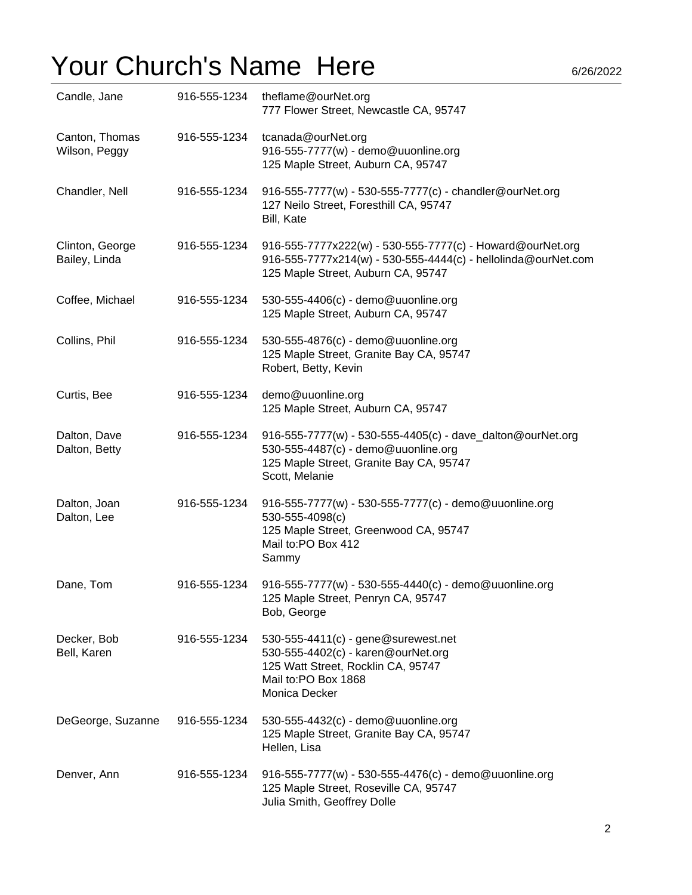# Your Church's Name Here

6/26/2022

| Name | Phone | Details |
|---|---|---|
| Candle, Jane | 916-555-1234 | theflame@ourNet.org<br>777 Flower Street, Newcastle CA, 95747 |
| Canton, Thomas<br>Wilson, Peggy | 916-555-1234 | tcanada@ourNet.org<br>916-555-7777(w) - demo@uuonline.org<br>125 Maple Street, Auburn CA, 95747 |
| Chandler, Nell | 916-555-1234 | 916-555-7777(w) - 530-555-7777(c) - chandler@ourNet.org<br>127 Neilo Street, Foresthill CA, 95747<br>Bill, Kate |
| Clinton, George<br>Bailey, Linda | 916-555-1234 | 916-555-7777x222(w) - 530-555-7777(c) - Howard@ourNet.org<br>916-555-7777x214(w) - 530-555-4444(c) - hellolinda@ourNet.com<br>125 Maple Street, Auburn CA, 95747 |
| Coffee, Michael | 916-555-1234 | 530-555-4406(c) - demo@uuonline.org<br>125 Maple Street, Auburn CA, 95747 |
| Collins, Phil | 916-555-1234 | 530-555-4876(c) - demo@uuonline.org<br>125 Maple Street, Granite Bay CA, 95747<br>Robert, Betty, Kevin |
| Curtis, Bee | 916-555-1234 | demo@uuonline.org<br>125 Maple Street, Auburn CA, 95747 |
| Dalton, Dave<br>Dalton, Betty | 916-555-1234 | 916-555-7777(w) - 530-555-4405(c) - dave_dalton@ourNet.org<br>530-555-4487(c) - demo@uuonline.org<br>125 Maple Street, Granite Bay CA, 95747<br>Scott, Melanie |
| Dalton, Joan<br>Dalton, Lee | 916-555-1234 | 916-555-7777(w) - 530-555-7777(c) - demo@uuonline.org<br>530-555-4098(c)<br>125 Maple Street, Greenwood CA, 95747<br>Mail to:PO Box 412<br>Sammy |
| Dane, Tom | 916-555-1234 | 916-555-7777(w) - 530-555-4440(c) - demo@uuonline.org<br>125 Maple Street, Penryn CA, 95747<br>Bob, George |
| Decker, Bob<br>Bell, Karen | 916-555-1234 | 530-555-4411(c) - gene@surewest.net<br>530-555-4402(c) - karen@ourNet.org<br>125 Watt Street, Rocklin CA, 95747<br>Mail to:PO Box 1868<br>Monica Decker |
| DeGeorge, Suzanne | 916-555-1234 | 530-555-4432(c) - demo@uuonline.org<br>125 Maple Street, Granite Bay CA, 95747<br>Hellen, Lisa |
| Denver, Ann | 916-555-1234 | 916-555-7777(w) - 530-555-4476(c) - demo@uuonline.org<br>125 Maple Street, Roseville CA, 95747<br>Julia Smith, Geoffrey Dolle |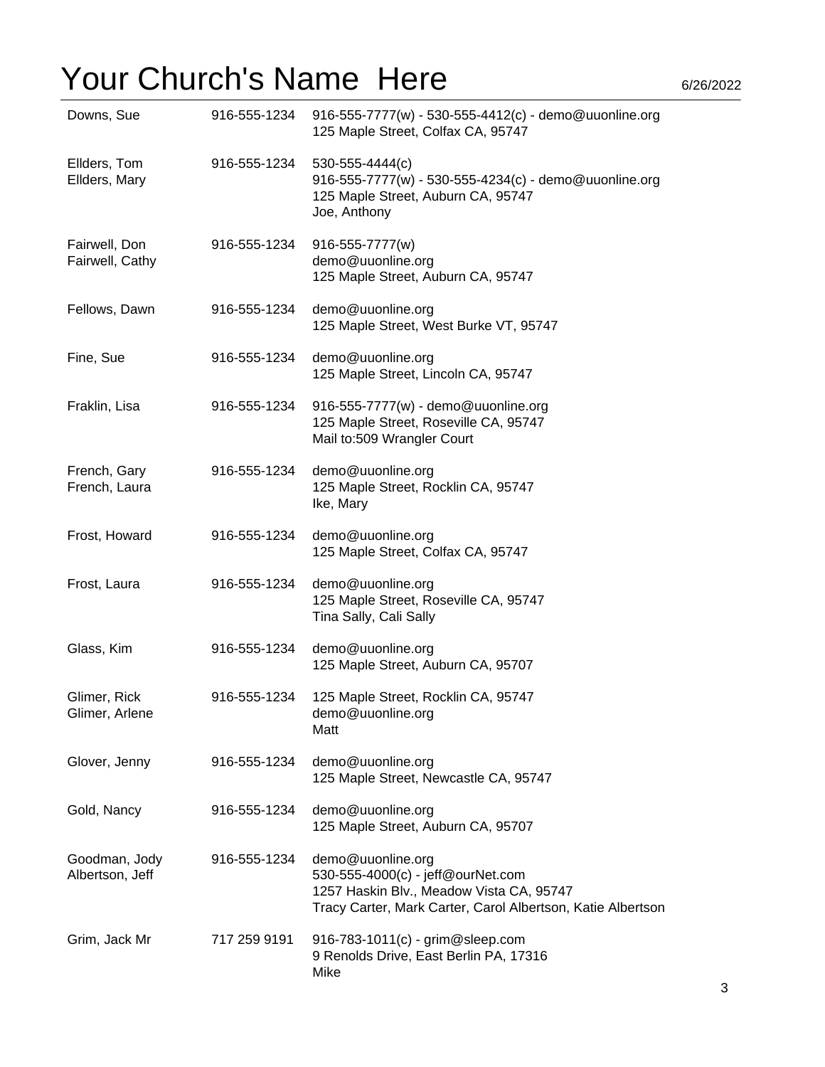# Your Church's Name Here

6/26/2022

| Name | Phone | Details |
| --- | --- | --- |
| Downs, Sue | 916-555-1234 | 916-555-7777(w) - 530-555-4412(c) - demo@uuonline.org<br>125 Maple Street, Colfax CA, 95747 |
| Ellders, Tom<br>Ellders, Mary | 916-555-1234 | 530-555-4444(c)<br>916-555-7777(w) - 530-555-4234(c) - demo@uuonline.org<br>125 Maple Street, Auburn CA, 95747<br>Joe, Anthony |
| Fairwell, Don<br>Fairwell, Cathy | 916-555-1234 | 916-555-7777(w)<br>demo@uuonline.org<br>125 Maple Street, Auburn CA, 95747 |
| Fellows, Dawn | 916-555-1234 | demo@uuonline.org<br>125 Maple Street, West Burke VT, 95747 |
| Fine, Sue | 916-555-1234 | demo@uuonline.org<br>125 Maple Street, Lincoln CA, 95747 |
| Fraklin, Lisa | 916-555-1234 | 916-555-7777(w) - demo@uuonline.org<br>125 Maple Street, Roseville CA, 95747<br>Mail to:509 Wrangler Court |
| French, Gary<br>French, Laura | 916-555-1234 | demo@uuonline.org<br>125 Maple Street, Rocklin CA, 95747<br>Ike, Mary |
| Frost, Howard | 916-555-1234 | demo@uuonline.org<br>125 Maple Street, Colfax CA, 95747 |
| Frost, Laura | 916-555-1234 | demo@uuonline.org<br>125 Maple Street, Roseville CA, 95747<br>Tina Sally, Cali Sally |
| Glass, Kim | 916-555-1234 | demo@uuonline.org<br>125 Maple Street, Auburn CA, 95707 |
| Glimer, Rick<br>Glimer, Arlene | 916-555-1234 | 125 Maple Street, Rocklin CA, 95747<br>demo@uuonline.org<br>Matt |
| Glover, Jenny | 916-555-1234 | demo@uuonline.org<br>125 Maple Street, Newcastle CA, 95747 |
| Gold, Nancy | 916-555-1234 | demo@uuonline.org<br>125 Maple Street, Auburn CA, 95707 |
| Goodman, Jody<br>Albertson, Jeff | 916-555-1234 | demo@uuonline.org<br>530-555-4000(c) - jeff@ourNet.com<br>1257 Haskin Blv., Meadow Vista CA, 95747<br>Tracy Carter, Mark Carter, Carol Albertson, Katie Albertson |
| Grim, Jack Mr | 717 259 9191 | 916-783-1011(c) - grim@sleep.com<br>9 Renolds Drive, East Berlin PA, 17316<br>Mike |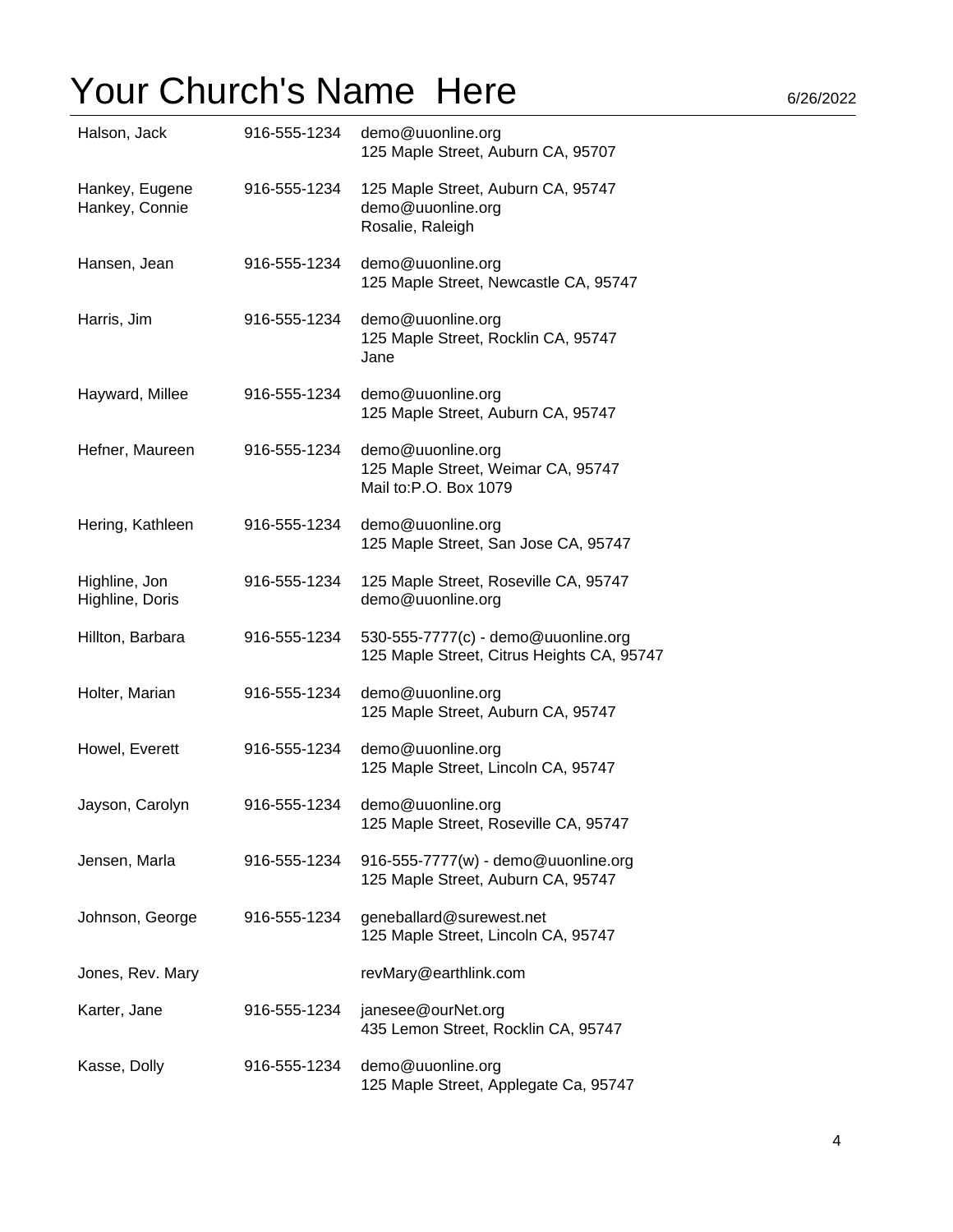| Name | Phone | Details |
|---|---|---|
| Halson, Jack | 916-555-1234 | demo@uuonline.org<br>125 Maple Street, Auburn CA, 95707 |
| Hankey, Eugene<br>Hankey, Connie | 916-555-1234 | 125 Maple Street, Auburn CA, 95747<br>demo@uuonline.org<br>Rosalie, Raleigh |
| Hansen, Jean | 916-555-1234 | demo@uuonline.org<br>125 Maple Street, Newcastle CA, 95747 |
| Harris, Jim | 916-555-1234 | demo@uuonline.org<br>125 Maple Street, Rocklin CA, 95747<br>Jane |
| Hayward, Millee | 916-555-1234 | demo@uuonline.org<br>125 Maple Street, Auburn CA, 95747 |
| Hefner, Maureen | 916-555-1234 | demo@uuonline.org<br>125 Maple Street, Weimar CA, 95747<br>Mail to:P.O. Box 1079 |
| Hering, Kathleen | 916-555-1234 | demo@uuonline.org<br>125 Maple Street, San Jose CA, 95747 |
| Highline, Jon<br>Highline, Doris | 916-555-1234 | 125 Maple Street, Roseville CA, 95747<br>demo@uuonline.org |
| Hillton, Barbara | 916-555-1234 | 530-555-7777(c) - demo@uuonline.org<br>125 Maple Street, Citrus Heights CA, 95747 |
| Holter, Marian | 916-555-1234 | demo@uuonline.org<br>125 Maple Street, Auburn CA, 95747 |
| Howel, Everett | 916-555-1234 | demo@uuonline.org<br>125 Maple Street, Lincoln CA, 95747 |
| Jayson, Carolyn | 916-555-1234 | demo@uuonline.org<br>125 Maple Street, Roseville CA, 95747 |
| Jensen, Marla | 916-555-1234 | 916-555-7777(w) - demo@uuonline.org<br>125 Maple Street, Auburn CA, 95747 |
| Johnson, George | 916-555-1234 | geneballard@surewest.net<br>125 Maple Street, Lincoln CA, 95747 |
| Jones, Rev. Mary | | revMary@earthlink.com |
| Karter, Jane | 916-555-1234 | janesee@ourNet.org<br>435 Lemon Street, Rocklin CA, 95747 |
| Kasse, Dolly | 916-555-1234 | demo@uuonline.org<br>125 Maple Street, Applegate Ca, 95747 |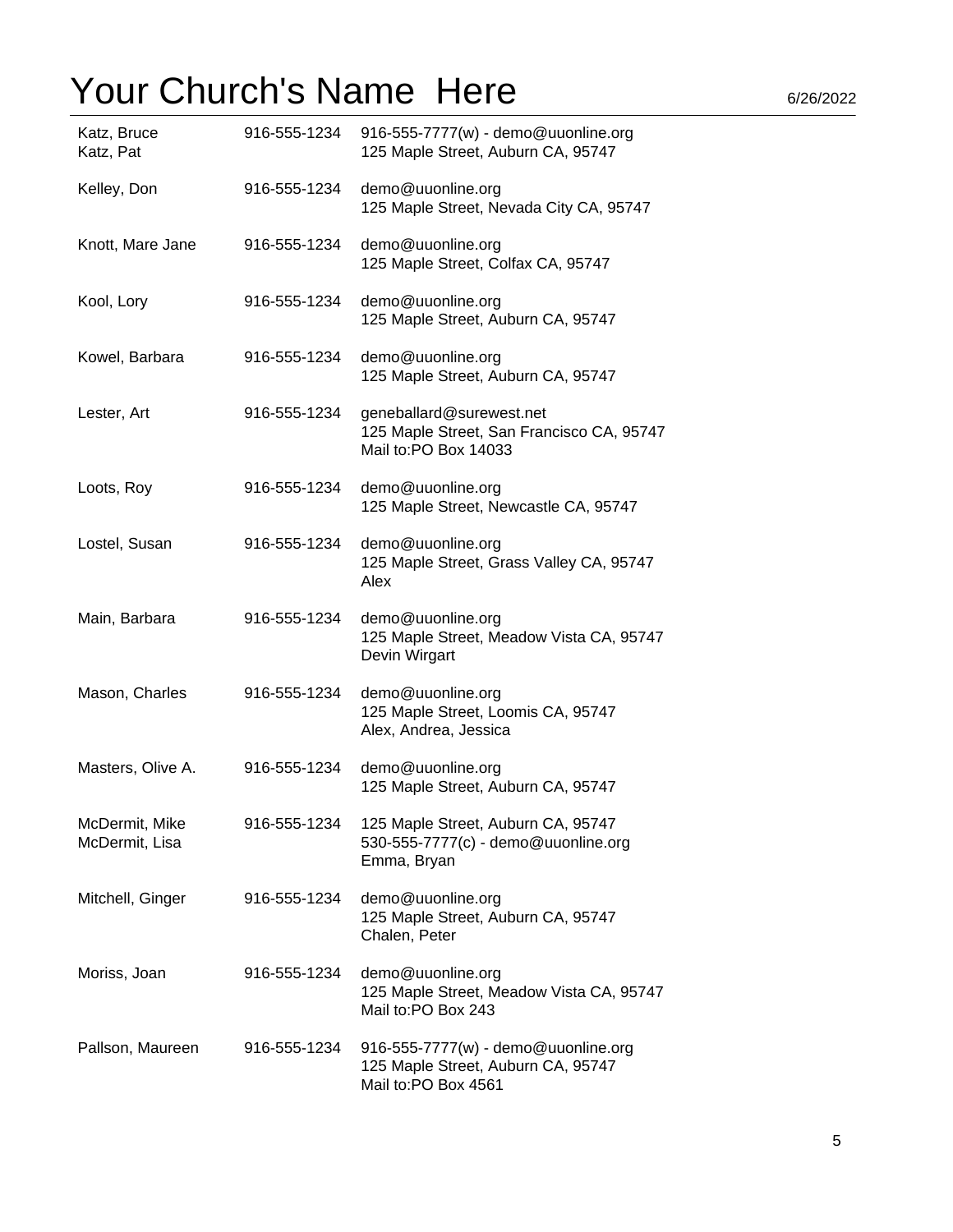# Your Church's Name Here

6/26/2022

| Name | Phone | Details |
| --- | --- | --- |
| Katz, Bruce<br>Katz, Pat | 916-555-1234 | 916-555-7777(w) - demo@uuonline.org<br>125 Maple Street, Auburn CA, 95747 |
| Kelley, Don | 916-555-1234 | demo@uuonline.org<br>125 Maple Street, Nevada City CA, 95747 |
| Knott, Mare Jane | 916-555-1234 | demo@uuonline.org<br>125 Maple Street, Colfax CA, 95747 |
| Kool, Lory | 916-555-1234 | demo@uuonline.org<br>125 Maple Street, Auburn CA, 95747 |
| Kowel, Barbara | 916-555-1234 | demo@uuonline.org<br>125 Maple Street, Auburn CA, 95747 |
| Lester, Art | 916-555-1234 | geneballard@surewest.net<br>125 Maple Street, San Francisco CA, 95747<br>Mail to:PO Box 14033 |
| Loots, Roy | 916-555-1234 | demo@uuonline.org<br>125 Maple Street, Newcastle CA, 95747 |
| Lostel, Susan | 916-555-1234 | demo@uuonline.org<br>125 Maple Street, Grass Valley CA, 95747<br>Alex |
| Main, Barbara | 916-555-1234 | demo@uuonline.org<br>125 Maple Street, Meadow Vista CA, 95747<br>Devin Wirgart |
| Mason, Charles | 916-555-1234 | demo@uuonline.org<br>125 Maple Street, Loomis CA, 95747<br>Alex, Andrea, Jessica |
| Masters, Olive A. | 916-555-1234 | demo@uuonline.org<br>125 Maple Street, Auburn CA, 95747 |
| McDermit, Mike<br>McDermit, Lisa | 916-555-1234 | 125 Maple Street, Auburn CA, 95747<br>530-555-7777(c) - demo@uuonline.org<br>Emma, Bryan |
| Mitchell, Ginger | 916-555-1234 | demo@uuonline.org<br>125 Maple Street, Auburn CA, 95747<br>Chalen, Peter |
| Moriss, Joan | 916-555-1234 | demo@uuonline.org<br>125 Maple Street, Meadow Vista CA, 95747<br>Mail to:PO Box 243 |
| Pallson, Maureen | 916-555-1234 | 916-555-7777(w) - demo@uuonline.org<br>125 Maple Street, Auburn CA, 95747<br>Mail to:PO Box 4561 |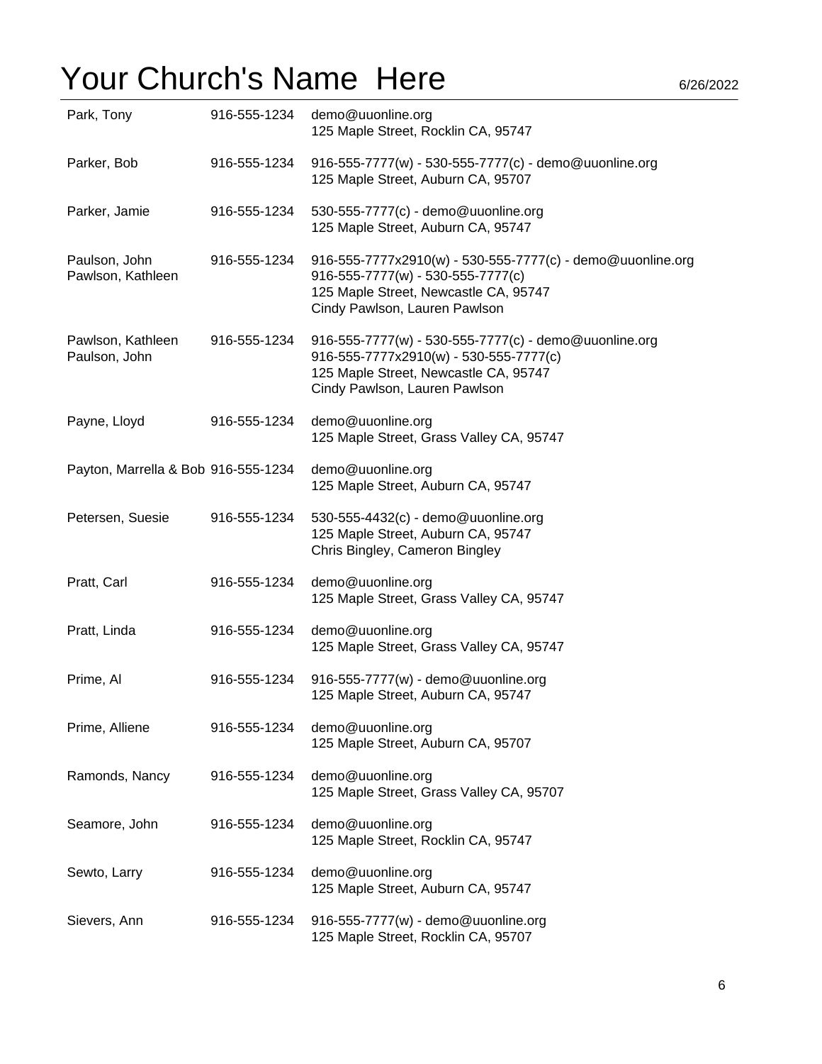# Your Church's Name Here

6/26/2022

| Name | Phone | Details |
| --- | --- | --- |
| Park, Tony | 916-555-1234 | demo@uuonline.org<br>125 Maple Street, Rocklin CA, 95747 |
| Parker, Bob | 916-555-1234 | 916-555-7777(w) - 530-555-7777(c) - demo@uuonline.org<br>125 Maple Street, Auburn CA, 95707 |
| Parker, Jamie | 916-555-1234 | 530-555-7777(c) - demo@uuonline.org<br>125 Maple Street, Auburn CA, 95747 |
| Paulson, John<br>Pawlson, Kathleen | 916-555-1234 | 916-555-7777x2910(w) - 530-555-7777(c) - demo@uuonline.org<br>916-555-7777(w) - 530-555-7777(c)<br>125 Maple Street, Newcastle CA, 95747<br>Cindy Pawlson, Lauren Pawlson |
| Pawlson, Kathleen<br>Paulson, John | 916-555-1234 | 916-555-7777(w) - 530-555-7777(c) - demo@uuonline.org<br>916-555-7777x2910(w) - 530-555-7777(c)<br>125 Maple Street, Newcastle CA, 95747<br>Cindy Pawlson, Lauren Pawlson |
| Payne, Lloyd | 916-555-1234 | demo@uuonline.org<br>125 Maple Street, Grass Valley CA, 95747 |
| Payton, Marrella & Bob | 916-555-1234 | demo@uuonline.org<br>125 Maple Street, Auburn CA, 95747 |
| Petersen, Suesie | 916-555-1234 | 530-555-4432(c) - demo@uuonline.org<br>125 Maple Street, Auburn CA, 95747<br>Chris Bingley, Cameron Bingley |
| Pratt, Carl | 916-555-1234 | demo@uuonline.org<br>125 Maple Street, Grass Valley CA, 95747 |
| Pratt, Linda | 916-555-1234 | demo@uuonline.org<br>125 Maple Street, Grass Valley CA, 95747 |
| Prime, Al | 916-555-1234 | 916-555-7777(w) - demo@uuonline.org<br>125 Maple Street, Auburn CA, 95747 |
| Prime, Alliene | 916-555-1234 | demo@uuonline.org<br>125 Maple Street, Auburn CA, 95707 |
| Ramonds, Nancy | 916-555-1234 | demo@uuonline.org<br>125 Maple Street, Grass Valley CA, 95707 |
| Seamore, John | 916-555-1234 | demo@uuonline.org<br>125 Maple Street, Rocklin CA, 95747 |
| Sewto, Larry | 916-555-1234 | demo@uuonline.org<br>125 Maple Street, Auburn CA, 95747 |
| Sievers, Ann | 916-555-1234 | 916-555-7777(w) - demo@uuonline.org<br>125 Maple Street, Rocklin CA, 95707 |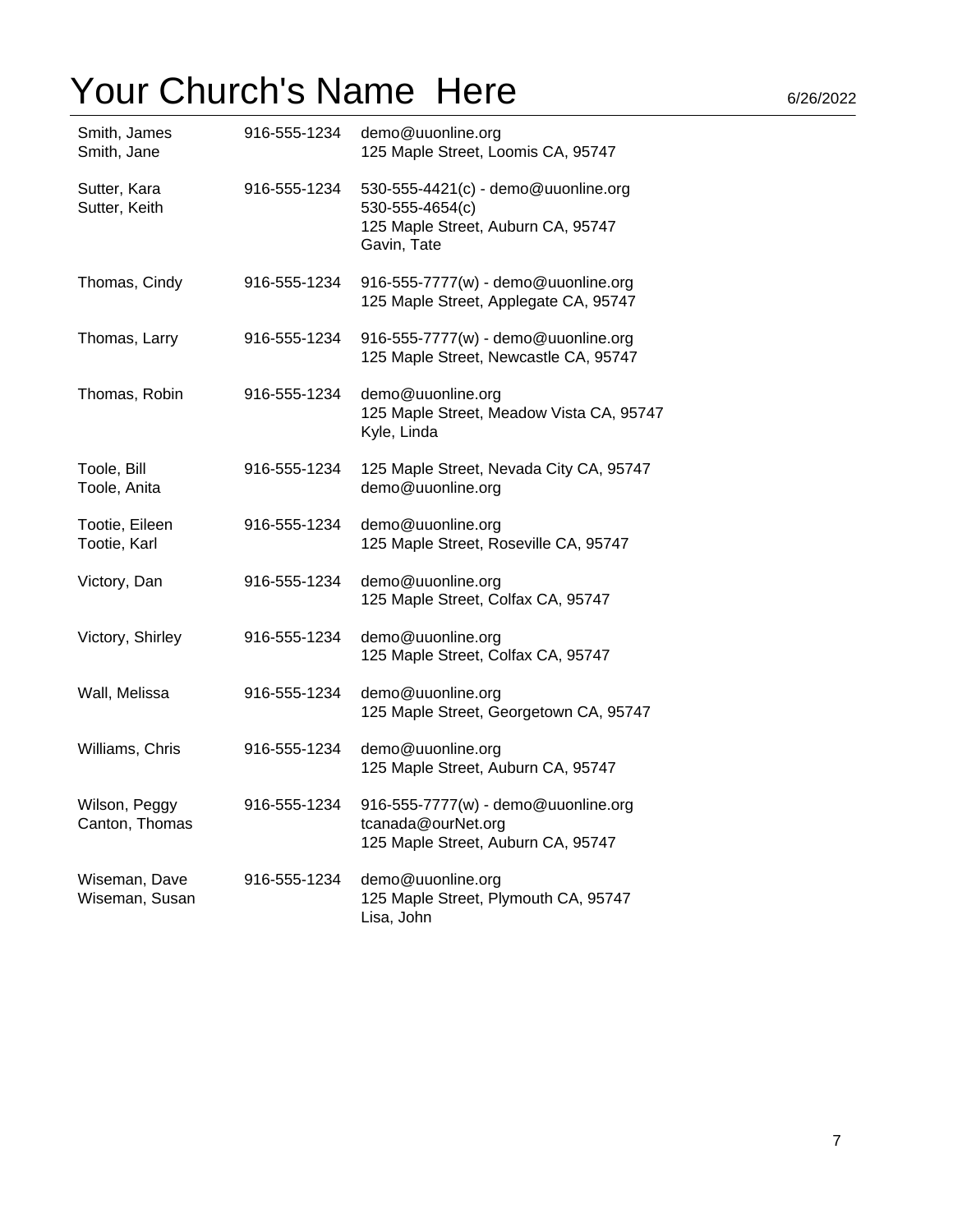| | | |
|---|---|---|
| Smith, James<br>Smith, Jane | 916-555-1234 | demo@uuonline.org<br>125 Maple Street, Loomis CA, 95747 |
| Sutter, Kara<br>Sutter, Keith | 916-555-1234 | 530-555-4421(c) - demo@uuonline.org<br>530-555-4654(c)<br>125 Maple Street, Auburn CA, 95747<br>Gavin, Tate |
| Thomas, Cindy | 916-555-1234 | 916-555-7777(w) - demo@uuonline.org<br>125 Maple Street, Applegate CA, 95747 |
| Thomas, Larry | 916-555-1234 | 916-555-7777(w) - demo@uuonline.org<br>125 Maple Street, Newcastle CA, 95747 |
| Thomas, Robin | 916-555-1234 | demo@uuonline.org<br>125 Maple Street, Meadow Vista CA, 95747<br>Kyle, Linda |
| Toole, Bill<br>Toole, Anita | 916-555-1234 | 125 Maple Street, Nevada City CA, 95747<br>demo@uuonline.org |
| Tootie, Eileen<br>Tootie, Karl | 916-555-1234 | demo@uuonline.org<br>125 Maple Street, Roseville CA, 95747 |
| Victory, Dan | 916-555-1234 | demo@uuonline.org<br>125 Maple Street, Colfax CA, 95747 |
| Victory, Shirley | 916-555-1234 | demo@uuonline.org<br>125 Maple Street, Colfax CA, 95747 |
| Wall, Melissa | 916-555-1234 | demo@uuonline.org<br>125 Maple Street, Georgetown CA, 95747 |
| Williams, Chris | 916-555-1234 | demo@uuonline.org<br>125 Maple Street, Auburn CA, 95747 |
| Wilson, Peggy<br>Canton, Thomas | 916-555-1234 | 916-555-7777(w) - demo@uuonline.org<br>tcanada@ourNet.org<br>125 Maple Street, Auburn CA, 95747 |
| Wiseman, Dave<br>Wiseman, Susan | 916-555-1234 | demo@uuonline.org<br>125 Maple Street, Plymouth CA, 95747<br>Lisa, John |